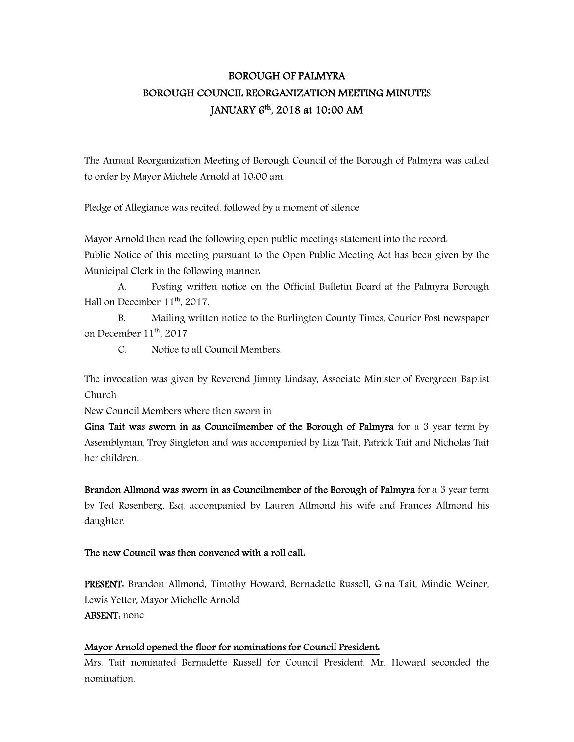# BOROUGH OF PALMYRA
## BOROUGH COUNCIL REORGANIZATION MEETING MINUTES
## JANUARY 6th, 2018 at 10:00 AM

The Annual Reorganization Meeting of Borough Council of the Borough of Palmyra was called to order by Mayor Michele Arnold at 10:00 am.

Pledge of Allegiance was recited, followed by a moment of silence

Mayor Arnold then read the following open public meetings statement into the record:
Public Notice of this meeting pursuant to the Open Public Meeting Act has been given by the Municipal Clerk in the following manner:

A. Posting written notice on the Official Bulletin Board at the Palmyra Borough Hall on December 11th, 2017.

B. Mailing written notice to the Burlington County Times, Courier Post newspaper on December 11th, 2017

C. Notice to all Council Members.

The invocation was given by Reverend Jimmy Lindsay, Associate Minister of Evergreen Baptist Church
New Council Members where then sworn in

**Gina Tait was sworn in as Councilmember of the Borough of Palmyra** for a 3 year term by Assemblyman, Troy Singleton and was accompanied by Liza Tait, Patrick Tait and Nicholas Tait her children.

**Brandon Allmond was sworn in as Councilmember of the Borough of Palmyra** for a 3 year term by Ted Rosenberg, Esq. accompanied by Lauren Allmond his wife and Frances Allmond his daughter.

**The new Council was then convened with a roll call:**

**PRESENT:** Brandon Allmond, Timothy Howard, Bernadette Russell, Gina Tait, Mindie Weiner, Lewis Yetter, Mayor Michelle Arnold
**ABSENT:** none

**Mayor Arnold opened the floor for nominations for Council President:**
Mrs. Tait nominated Bernadette Russell for Council President. Mr. Howard seconded the nomination.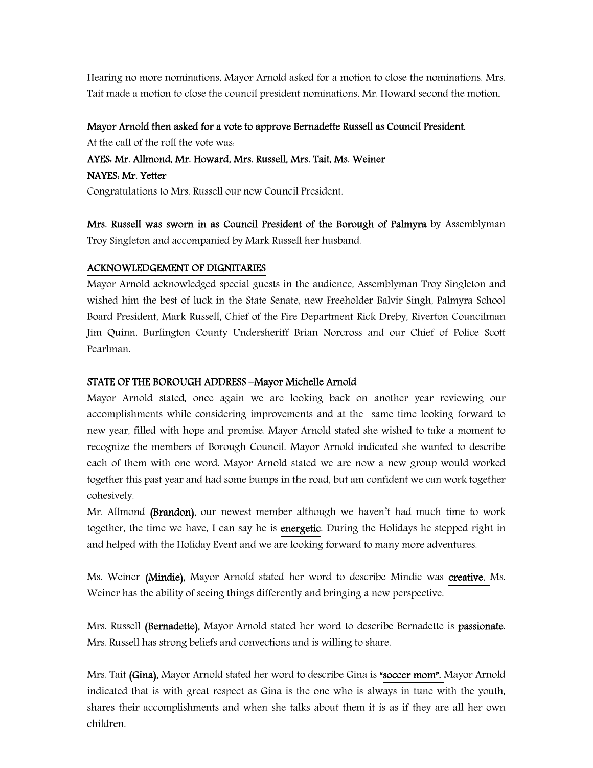Hearing no more nominations, Mayor Arnold asked for a motion to close the nominations. Mrs. Tait made a motion to close the council president nominations, Mr. Howard second the motion.

**Mayor Arnold then asked for a vote to approve Bernadette Russell as Council President.**
At the call of the roll the vote was:
**AYES: Mr. Allmond, Mr. Howard, Mrs. Russell, Mrs. Tait, Ms. Weiner**
**NAYES: Mr. Yetter**
Congratulations to Mrs. Russell our new Council President.

**Mrs. Russell was sworn in as Council President of the Borough of Palmyra** by Assemblyman Troy Singleton and accompanied by Mark Russell her husband.

**ACKNOWLEDGEMENT OF DIGNITARIES**
Mayor Arnold acknowledged special guests in the audience, Assemblyman Troy Singleton and wished him the best of luck in the State Senate, new Freeholder Balvir Singh, Palmyra School Board President, Mark Russell, Chief of the Fire Department Rick Dreby, Riverton Councilman Jim Quinn, Burlington County Undersheriff Brian Norcross and our Chief of Police Scott Pearlman.

**STATE OF THE BOROUGH ADDRESS –Mayor Michelle Arnold**
Mayor Arnold stated, once again we are looking back on another year reviewing our accomplishments while considering improvements and at the same time looking forward to new year, filled with hope and promise. Mayor Arnold stated she wished to take a moment to recognize the members of Borough Council. Mayor Arnold indicated she wanted to describe each of them with one word. Mayor Arnold stated we are now a new group would worked together this past year and had some bumps in the road, but am confident we can work together cohesively.
Mr. Allmond **(Brandon),** our newest member although we haven't had much time to work together, the time we have, I can say he is **energetic**. During the Holidays he stepped right in and helped with the Holiday Event and we are looking forward to many more adventures.

Ms. Weiner **(Mindie),** Mayor Arnold stated her word to describe Mindie was **creative.** Ms. Weiner has the ability of seeing things differently and bringing a new perspective.

Mrs. Russell **(Bernadette),** Mayor Arnold stated her word to describe Bernadette is **passionate**. Mrs. Russell has strong beliefs and convections and is willing to share.

Mrs. Tait **(Gina),** Mayor Arnold stated her word to describe Gina is **"soccer mom".** Mayor Arnold indicated that is with great respect as Gina is the one who is always in tune with the youth, shares their accomplishments and when she talks about them it is as if they are all her own children.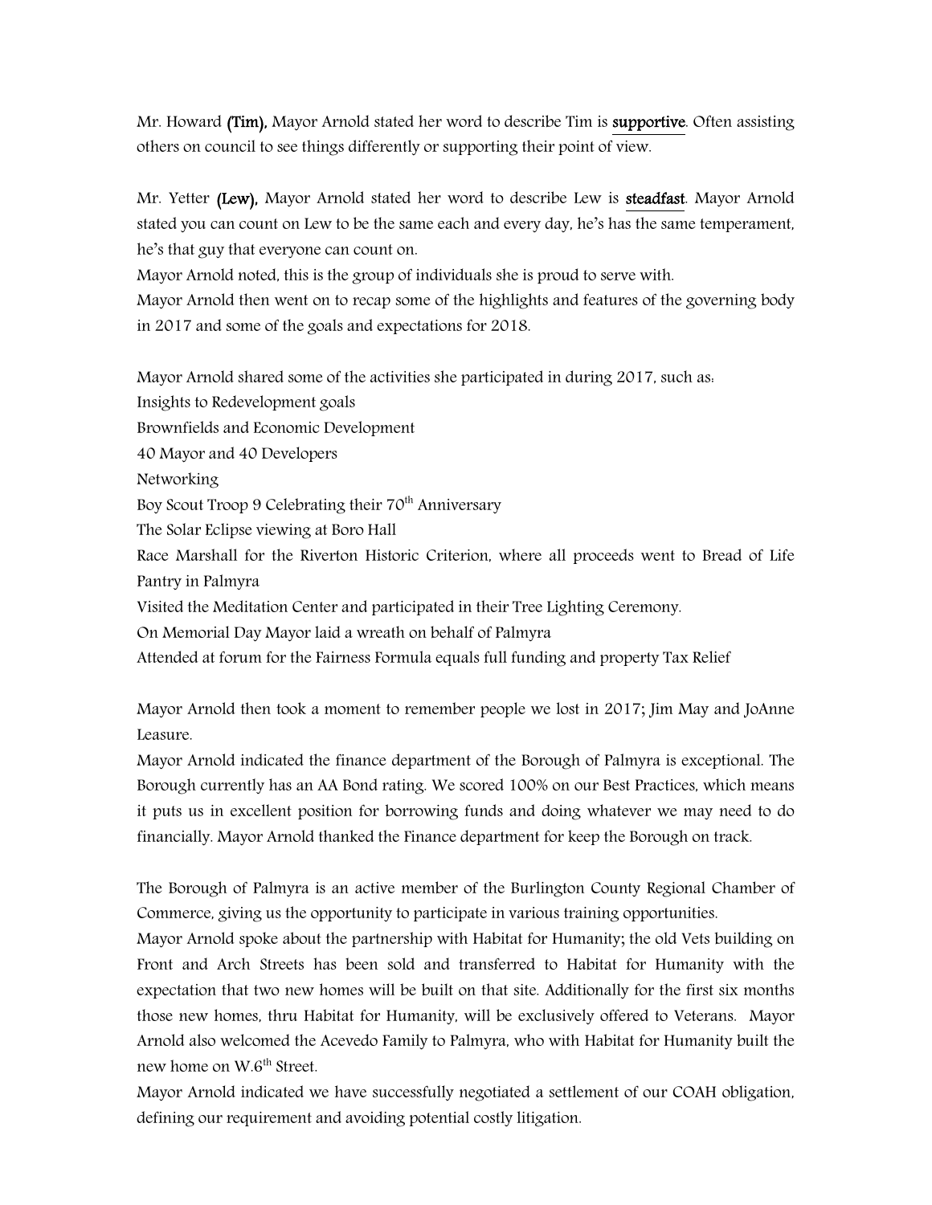Mr. Howard **(Tim),** Mayor Arnold stated her word to describe Tim is **supportive**. Often assisting others on council to see things differently or supporting their point of view.

Mr. Yetter **(Lew),** Mayor Arnold stated her word to describe Lew is **steadfast**. Mayor Arnold stated you can count on Lew to be the same each and every day, he's has the same temperament, he's that guy that everyone can count on.

Mayor Arnold noted, this is the group of individuals she is proud to serve with.

Mayor Arnold then went on to recap some of the highlights and features of the governing body in 2017 and some of the goals and expectations for 2018.

Mayor Arnold shared some of the activities she participated in during 2017, such as:

Insights to Redevelopment goals

Brownfields and Economic Development

40 Mayor and 40 Developers

Networking

Boy Scout Troop 9 Celebrating their 70th Anniversary

The Solar Eclipse viewing at Boro Hall

Race Marshall for the Riverton Historic Criterion, where all proceeds went to Bread of Life Pantry in Palmyra

Visited the Meditation Center and participated in their Tree Lighting Ceremony.

On Memorial Day Mayor laid a wreath on behalf of Palmyra

Attended at forum for the Fairness Formula equals full funding and property Tax Relief

Mayor Arnold then took a moment to remember people we lost in 2017; Jim May and JoAnne Leasure.

Mayor Arnold indicated the finance department of the Borough of Palmyra is exceptional. The Borough currently has an AA Bond rating. We scored 100% on our Best Practices, which means it puts us in excellent position for borrowing funds and doing whatever we may need to do financially. Mayor Arnold thanked the Finance department for keep the Borough on track.

The Borough of Palmyra is an active member of the Burlington County Regional Chamber of Commerce, giving us the opportunity to participate in various training opportunities.

Mayor Arnold spoke about the partnership with Habitat for Humanity; the old Vets building on Front and Arch Streets has been sold and transferred to Habitat for Humanity with the expectation that two new homes will be built on that site. Additionally for the first six months those new homes, thru Habitat for Humanity, will be exclusively offered to Veterans. Mayor Arnold also welcomed the Acevedo Family to Palmyra, who with Habitat for Humanity built the new home on W.6th Street.

Mayor Arnold indicated we have successfully negotiated a settlement of our COAH obligation, defining our requirement and avoiding potential costly litigation.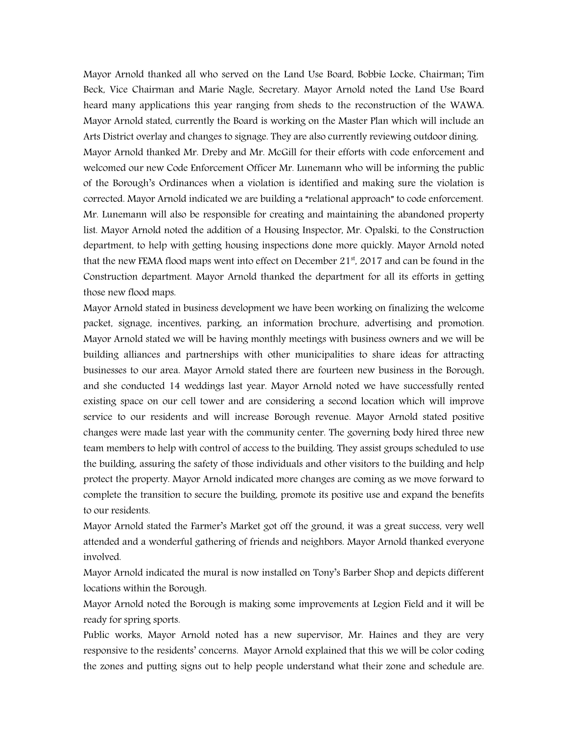Mayor Arnold thanked all who served on the Land Use Board, Bobbie Locke, Chairman; Tim Beck, Vice Chairman and Marie Nagle, Secretary. Mayor Arnold noted the Land Use Board heard many applications this year ranging from sheds to the reconstruction of the WAWA. Mayor Arnold stated, currently the Board is working on the Master Plan which will include an Arts District overlay and changes to signage. They are also currently reviewing outdoor dining.

Mayor Arnold thanked Mr. Dreby and Mr. McGill for their efforts with code enforcement and welcomed our new Code Enforcement Officer Mr. Lunemann who will be informing the public of the Borough's Ordinances when a violation is identified and making sure the violation is corrected. Mayor Arnold indicated we are building a "relational approach" to code enforcement. Mr. Lunemann will also be responsible for creating and maintaining the abandoned property list. Mayor Arnold noted the addition of a Housing Inspector, Mr. Opalski, to the Construction department, to help with getting housing inspections done more quickly. Mayor Arnold noted that the new FEMA flood maps went into effect on December 21st, 2017 and can be found in the Construction department. Mayor Arnold thanked the department for all its efforts in getting those new flood maps.

Mayor Arnold stated in business development we have been working on finalizing the welcome packet, signage, incentives, parking, an information brochure, advertising and promotion. Mayor Arnold stated we will be having monthly meetings with business owners and we will be building alliances and partnerships with other municipalities to share ideas for attracting businesses to our area. Mayor Arnold stated there are fourteen new business in the Borough, and she conducted 14 weddings last year. Mayor Arnold noted we have successfully rented existing space on our cell tower and are considering a second location which will improve service to our residents and will increase Borough revenue. Mayor Arnold stated positive changes were made last year with the community center. The governing body hired three new team members to help with control of access to the building. They assist groups scheduled to use the building, assuring the safety of those individuals and other visitors to the building and help protect the property. Mayor Arnold indicated more changes are coming as we move forward to complete the transition to secure the building, promote its positive use and expand the benefits to our residents.

Mayor Arnold stated the Farmer's Market got off the ground, it was a great success, very well attended and a wonderful gathering of friends and neighbors. Mayor Arnold thanked everyone involved.

Mayor Arnold indicated the mural is now installed on Tony's Barber Shop and depicts different locations within the Borough.

Mayor Arnold noted the Borough is making some improvements at Legion Field and it will be ready for spring sports.

Public works, Mayor Arnold noted has a new supervisor, Mr. Haines and they are very responsive to the residents' concerns. Mayor Arnold explained that this we will be color coding the zones and putting signs out to help people understand what their zone and schedule are.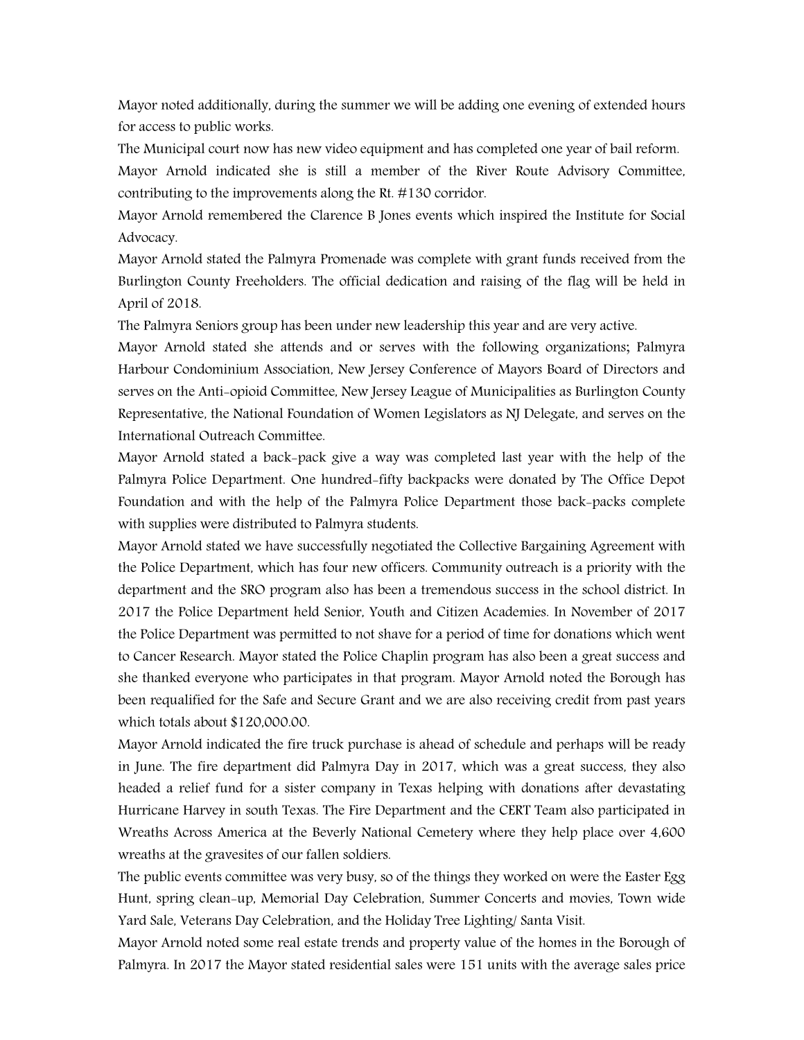Mayor noted additionally, during the summer we will be adding one evening of extended hours for access to public works.

The Municipal court now has new video equipment and has completed one year of bail reform.

Mayor Arnold indicated she is still a member of the River Route Advisory Committee, contributing to the improvements along the Rt. #130 corridor.

Mayor Arnold remembered the Clarence B Jones events which inspired the Institute for Social Advocacy.

Mayor Arnold stated the Palmyra Promenade was complete with grant funds received from the Burlington County Freeholders. The official dedication and raising of the flag will be held in April of 2018.

The Palmyra Seniors group has been under new leadership this year and are very active.

Mayor Arnold stated she attends and or serves with the following organizations; Palmyra Harbour Condominium Association, New Jersey Conference of Mayors Board of Directors and serves on the Anti-opioid Committee, New Jersey League of Municipalities as Burlington County Representative, the National Foundation of Women Legislators as NJ Delegate, and serves on the International Outreach Committee.

Mayor Arnold stated a back-pack give a way was completed last year with the help of the Palmyra Police Department. One hundred-fifty backpacks were donated by The Office Depot Foundation and with the help of the Palmyra Police Department those back-packs complete with supplies were distributed to Palmyra students.

Mayor Arnold stated we have successfully negotiated the Collective Bargaining Agreement with the Police Department, which has four new officers. Community outreach is a priority with the department and the SRO program also has been a tremendous success in the school district. In 2017 the Police Department held Senior, Youth and Citizen Academies. In November of 2017 the Police Department was permitted to not shave for a period of time for donations which went to Cancer Research. Mayor stated the Police Chaplin program has also been a great success and she thanked everyone who participates in that program. Mayor Arnold noted the Borough has been requalified for the Safe and Secure Grant and we are also receiving credit from past years which totals about $120,000.00.

Mayor Arnold indicated the fire truck purchase is ahead of schedule and perhaps will be ready in June. The fire department did Palmyra Day in 2017, which was a great success, they also headed a relief fund for a sister company in Texas helping with donations after devastating Hurricane Harvey in south Texas. The Fire Department and the CERT Team also participated in Wreaths Across America at the Beverly National Cemetery where they help place over 4,600 wreaths at the gravesites of our fallen soldiers.

The public events committee was very busy, so of the things they worked on were the Easter Egg Hunt, spring clean-up, Memorial Day Celebration, Summer Concerts and movies, Town wide Yard Sale, Veterans Day Celebration, and the Holiday Tree Lighting/ Santa Visit.

Mayor Arnold noted some real estate trends and property value of the homes in the Borough of Palmyra. In 2017 the Mayor stated residential sales were 151 units with the average sales price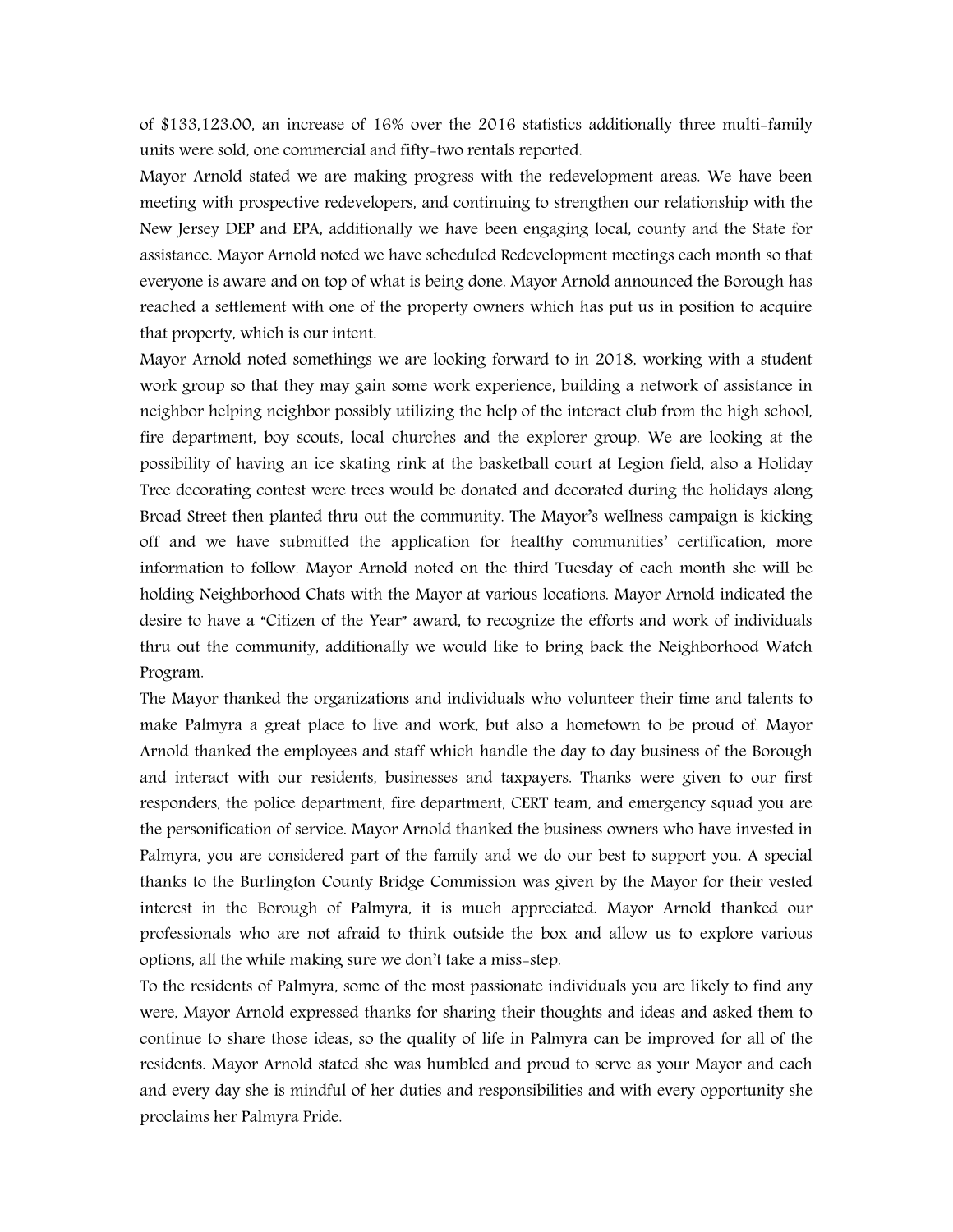of $133,123.00, an increase of 16% over the 2016 statistics additionally three multi-family units were sold, one commercial and fifty-two rentals reported.

Mayor Arnold stated we are making progress with the redevelopment areas. We have been meeting with prospective redevelopers, and continuing to strengthen our relationship with the New Jersey DEP and EPA, additionally we have been engaging local, county and the State for assistance. Mayor Arnold noted we have scheduled Redevelopment meetings each month so that everyone is aware and on top of what is being done. Mayor Arnold announced the Borough has reached a settlement with one of the property owners which has put us in position to acquire that property, which is our intent.

Mayor Arnold noted somethings we are looking forward to in 2018, working with a student work group so that they may gain some work experience, building a network of assistance in neighbor helping neighbor possibly utilizing the help of the interact club from the high school, fire department, boy scouts, local churches and the explorer group. We are looking at the possibility of having an ice skating rink at the basketball court at Legion field, also a Holiday Tree decorating contest were trees would be donated and decorated during the holidays along Broad Street then planted thru out the community. The Mayor's wellness campaign is kicking off and we have submitted the application for healthy communities' certification, more information to follow. Mayor Arnold noted on the third Tuesday of each month she will be holding Neighborhood Chats with the Mayor at various locations. Mayor Arnold indicated the desire to have a "Citizen of the Year" award, to recognize the efforts and work of individuals thru out the community, additionally we would like to bring back the Neighborhood Watch Program.

The Mayor thanked the organizations and individuals who volunteer their time and talents to make Palmyra a great place to live and work, but also a hometown to be proud of. Mayor Arnold thanked the employees and staff which handle the day to day business of the Borough and interact with our residents, businesses and taxpayers. Thanks were given to our first responders, the police department, fire department, CERT team, and emergency squad you are the personification of service. Mayor Arnold thanked the business owners who have invested in Palmyra, you are considered part of the family and we do our best to support you. A special thanks to the Burlington County Bridge Commission was given by the Mayor for their vested interest in the Borough of Palmyra, it is much appreciated. Mayor Arnold thanked our professionals who are not afraid to think outside the box and allow us to explore various options, all the while making sure we don't take a miss-step.

To the residents of Palmyra, some of the most passionate individuals you are likely to find any were, Mayor Arnold expressed thanks for sharing their thoughts and ideas and asked them to continue to share those ideas, so the quality of life in Palmyra can be improved for all of the residents. Mayor Arnold stated she was humbled and proud to serve as your Mayor and each and every day she is mindful of her duties and responsibilities and with every opportunity she proclaims her Palmyra Pride.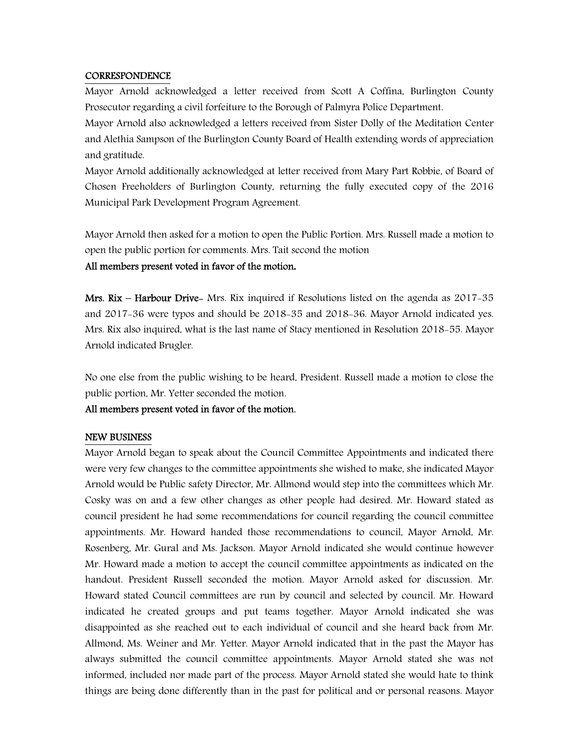**CORRESPONDENCE**

Mayor Arnold acknowledged a letter received from Scott A Coffina, Burlington County Prosecutor regarding a civil forfeiture to the Borough of Palmyra Police Department.

Mayor Arnold also acknowledged a letters received from Sister Dolly of the Meditation Center and Alethia Sampson of the Burlington County Board of Health extending words of appreciation and gratitude.

Mayor Arnold additionally acknowledged at letter received from Mary Part Robbie, of Board of Chosen Freeholders of Burlington County, returning the fully executed copy of the 2016 Municipal Park Development Program Agreement.

Mayor Arnold then asked for a motion to open the Public Portion. Mrs. Russell made a motion to open the public portion for comments. Mrs. Tait second the motion

**All members present voted in favor of the motion.**

**Mrs. Rix – Harbour Drive**- Mrs. Rix inquired if Resolutions listed on the agenda as 2017-35 and 2017-36 were typos and should be 2018-35 and 2018-36. Mayor Arnold indicated yes. Mrs. Rix also inquired, what is the last name of Stacy mentioned in Resolution 2018-55. Mayor Arnold indicated Brugler.

No one else from the public wishing to be heard, President. Russell made a motion to close the public portion, Mr. Yetter seconded the motion.

**All members present voted in favor of the motion.**

**NEW BUSINESS**

Mayor Arnold began to speak about the Council Committee Appointments and indicated there were very few changes to the committee appointments she wished to make, she indicated Mayor Arnold would be Public safety Director, Mr. Allmond would step into the committees which Mr. Cosky was on and a few other changes as other people had desired. Mr. Howard stated as council president he had some recommendations for council regarding the council committee appointments. Mr. Howard handed those recommendations to council, Mayor Arnold, Mr. Rosenberg, Mr. Gural and Ms. Jackson. Mayor Arnold indicated she would continue however Mr. Howard made a motion to accept the council committee appointments as indicated on the handout. President Russell seconded the motion. Mayor Arnold asked for discussion. Mr. Howard stated Council committees are run by council and selected by council. Mr. Howard indicated he created groups and put teams together. Mayor Arnold indicated she was disappointed as she reached out to each individual of council and she heard back from Mr. Allmond, Ms. Weiner and Mr. Yetter. Mayor Arnold indicated that in the past the Mayor has always submitted the council committee appointments. Mayor Arnold stated she was not informed, included nor made part of the process. Mayor Arnold stated she would hate to think things are being done differently than in the past for political and or personal reasons. Mayor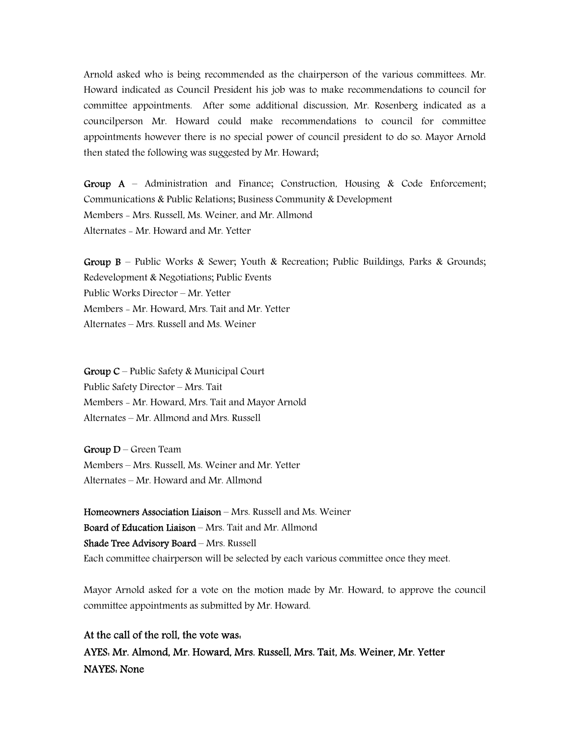Arnold asked who is being recommended as the chairperson of the various committees. Mr. Howard indicated as Council President his job was to make recommendations to council for committee appointments. After some additional discussion, Mr. Rosenberg indicated as a councilperson Mr. Howard could make recommendations to council for committee appointments however there is no special power of council president to do so. Mayor Arnold then stated the following was suggested by Mr. Howard;

**Group A** – Administration and Finance; Construction, Housing & Code Enforcement; Communications & Public Relations; Business Community & Development
Members - Mrs. Russell, Ms. Weiner, and Mr. Allmond
Alternates - Mr. Howard and Mr. Yetter

**Group B** – Public Works & Sewer; Youth & Recreation; Public Buildings, Parks & Grounds; Redevelopment & Negotiations; Public Events
Public Works Director – Mr. Yetter
Members - Mr. Howard, Mrs. Tait and Mr. Yetter
Alternates – Mrs. Russell and Ms. Weiner

**Group C** – Public Safety & Municipal Court
Public Safety Director – Mrs. Tait
Members - Mr. Howard, Mrs. Tait and Mayor Arnold
Alternates – Mr. Allmond and Mrs. Russell

**Group D** – Green Team
Members – Mrs. Russell, Ms. Weiner and Mr. Yetter
Alternates – Mr. Howard and Mr. Allmond

**Homeowners Association Liaison** – Mrs. Russell and Ms. Weiner
**Board of Education Liaison** – Mrs. Tait and Mr. Allmond
**Shade Tree Advisory Board** – Mrs. Russell
Each committee chairperson will be selected by each various committee once they meet.

Mayor Arnold asked for a vote on the motion made by Mr. Howard, to approve the council committee appointments as submitted by Mr. Howard.

**At the call of the roll, the vote was:**
**AYES: Mr. Almond, Mr. Howard, Mrs. Russell, Mrs. Tait, Ms. Weiner, Mr. Yetter**
**NAYES: None**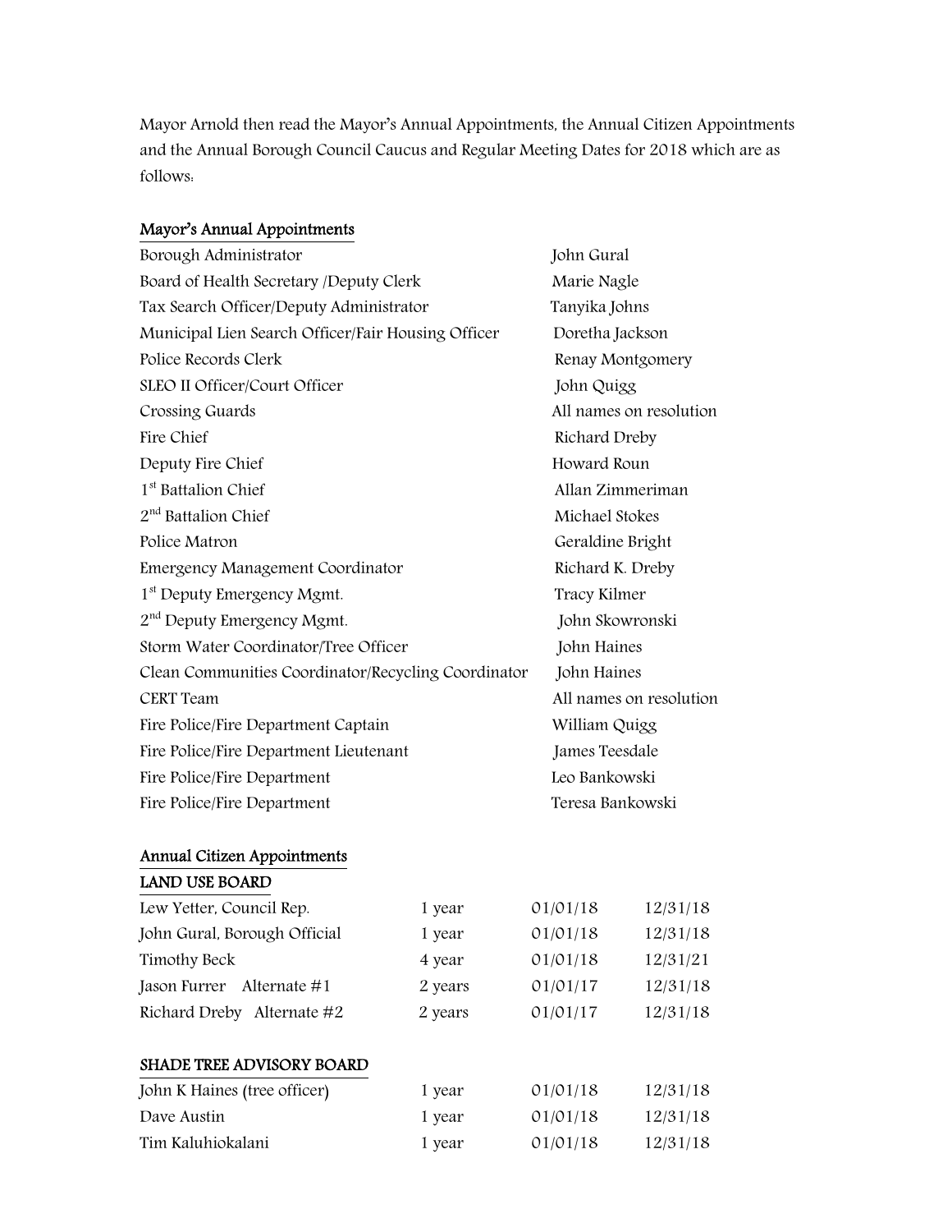Mayor Arnold then read the Mayor's Annual Appointments, the Annual Citizen Appointments and the Annual Borough Council Caucus and Regular Meeting Dates for 2018 which are as follows:

**Mayor's Annual Appointments**

| | |
|---|---|
| Borough Administrator | John Gural |
| Board of Health Secretary /Deputy Clerk | Marie Nagle |
| Tax Search Officer/Deputy Administrator | Tanyika Johns |
| Municipal Lien Search Officer/Fair Housing Officer | Doretha Jackson |
| Police Records Clerk | Renay Montgomery |
| SLEO II Officer/Court Officer | John Quigg |
| Crossing Guards | All names on resolution |
| Fire Chief | Richard Dreby |
| Deputy Fire Chief | Howard Roun |
| 1st Battalion Chief | Allan Zimmeriman |
| 2nd Battalion Chief | Michael Stokes |
| Police Matron | Geraldine Bright |
| Emergency Management Coordinator | Richard K. Dreby |
| 1st Deputy Emergency Mgmt. | Tracy Kilmer |
| 2nd Deputy Emergency Mgmt. | John Skowronski |
| Storm Water Coordinator/Tree Officer | John Haines |
| Clean Communities Coordinator/Recycling Coordinator | John Haines |
| CERT Team | All names on resolution |
| Fire Police/Fire Department Captain | William Quigg |
| Fire Police/Fire Department Lieutenant | James Teesdale |
| Fire Police/Fire Department | Leo Bankowski |
| Fire Police/Fire Department | Teresa Bankowski |

**Annual Citizen Appointments**

**LAND USE BOARD**

| | | | |
|---|---|---|---|
| Lew Yetter, Council Rep. | 1 year | 01/01/18 | 12/31/18 |
| John Gural, Borough Official | 1 year | 01/01/18 | 12/31/18 |
| Timothy Beck | 4 year | 01/01/18 | 12/31/21 |
| Jason Furrer Alternate #1 | 2 years | 01/01/17 | 12/31/18 |
| Richard Dreby Alternate #2 | 2 years | 01/01/17 | 12/31/18 |

**SHADE TREE ADVISORY BOARD**

| | | | |
|---|---|---|---|
| John K Haines (tree officer) | 1 year | 01/01/18 | 12/31/18 |
| Dave Austin | 1 year | 01/01/18 | 12/31/18 |
| Tim Kaluhiokalani | 1 year | 01/01/18 | 12/31/18 |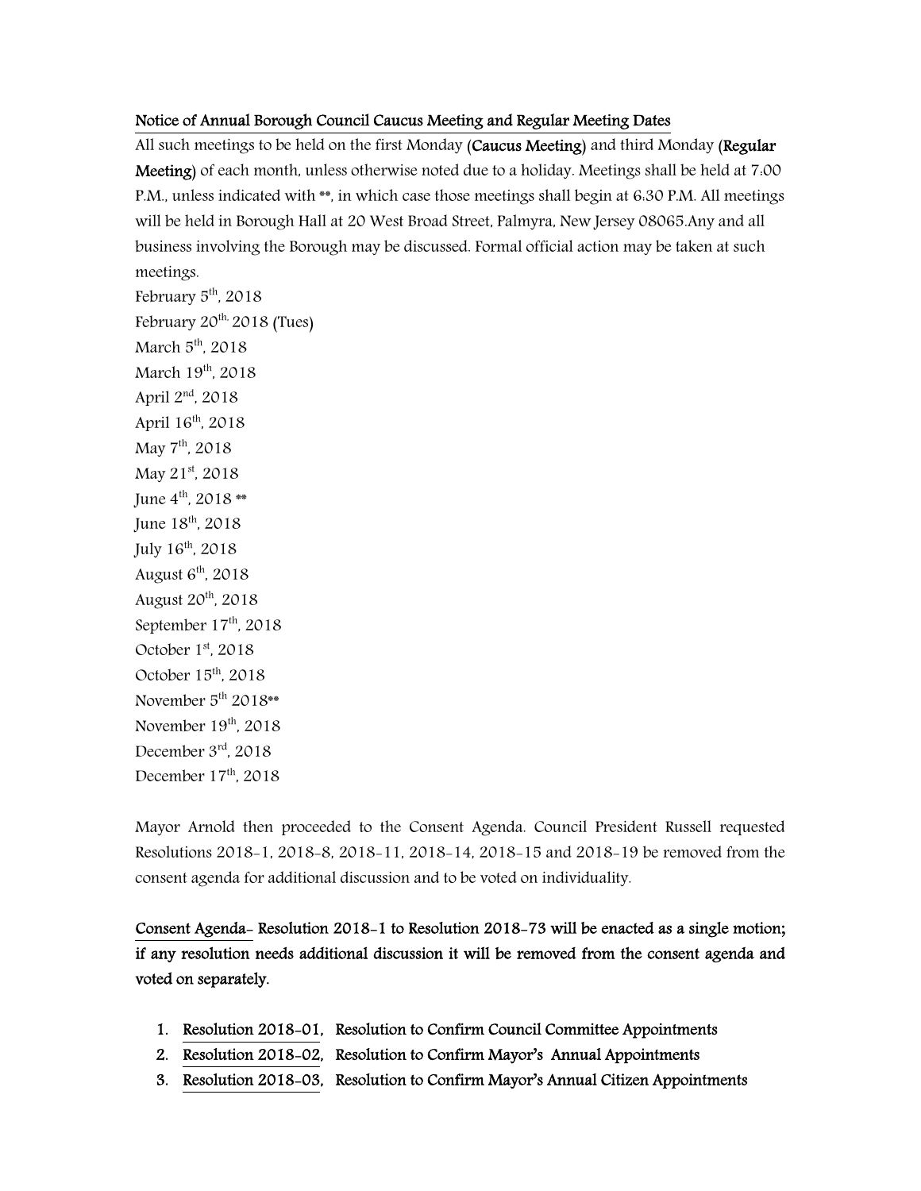Notice of Annual Borough Council Caucus Meeting and Regular Meeting Dates

All such meetings to be held on the first Monday (**Caucus Meeting**) and third Monday (**Regular Meeting**) of each month, unless otherwise noted due to a holiday. Meetings shall be held at 7:00 P.M., unless indicated with **, in which case those meetings shall begin at 6:30 P.M. All meetings will be held in Borough Hall at 20 West Broad Street, Palmyra, New Jersey 08065.Any and all business involving the Borough may be discussed. Formal official action may be taken at such meetings.

February 5th, 2018
February 20th, 2018 (Tues)
March 5th, 2018
March 19th, 2018
April 2nd, 2018
April 16th, 2018
May 7th, 2018
May 21st, 2018
June 4th, 2018 **
June 18th, 2018
July 16th, 2018
August 6th, 2018
August 20th, 2018
September 17th, 2018
October 1st, 2018
October 15th, 2018
November 5th 2018**
November 19th, 2018
December 3rd, 2018
December 17th, 2018

Mayor Arnold then proceeded to the Consent Agenda. Council President Russell requested Resolutions 2018-1, 2018-8, 2018-11, 2018-14, 2018-15 and 2018-19 be removed from the consent agenda for additional discussion and to be voted on individuality.

**Consent Agenda- Resolution 2018-1 to Resolution 2018-73 will be enacted as a single motion; if any resolution needs additional discussion it will be removed from the consent agenda and voted on separately.**

1. **Resolution 2018-01, Resolution to Confirm Council Committee Appointments**
2. **Resolution 2018-02, Resolution to Confirm Mayor's Annual Appointments**
3. **Resolution 2018-03, Resolution to Confirm Mayor's Annual Citizen Appointments**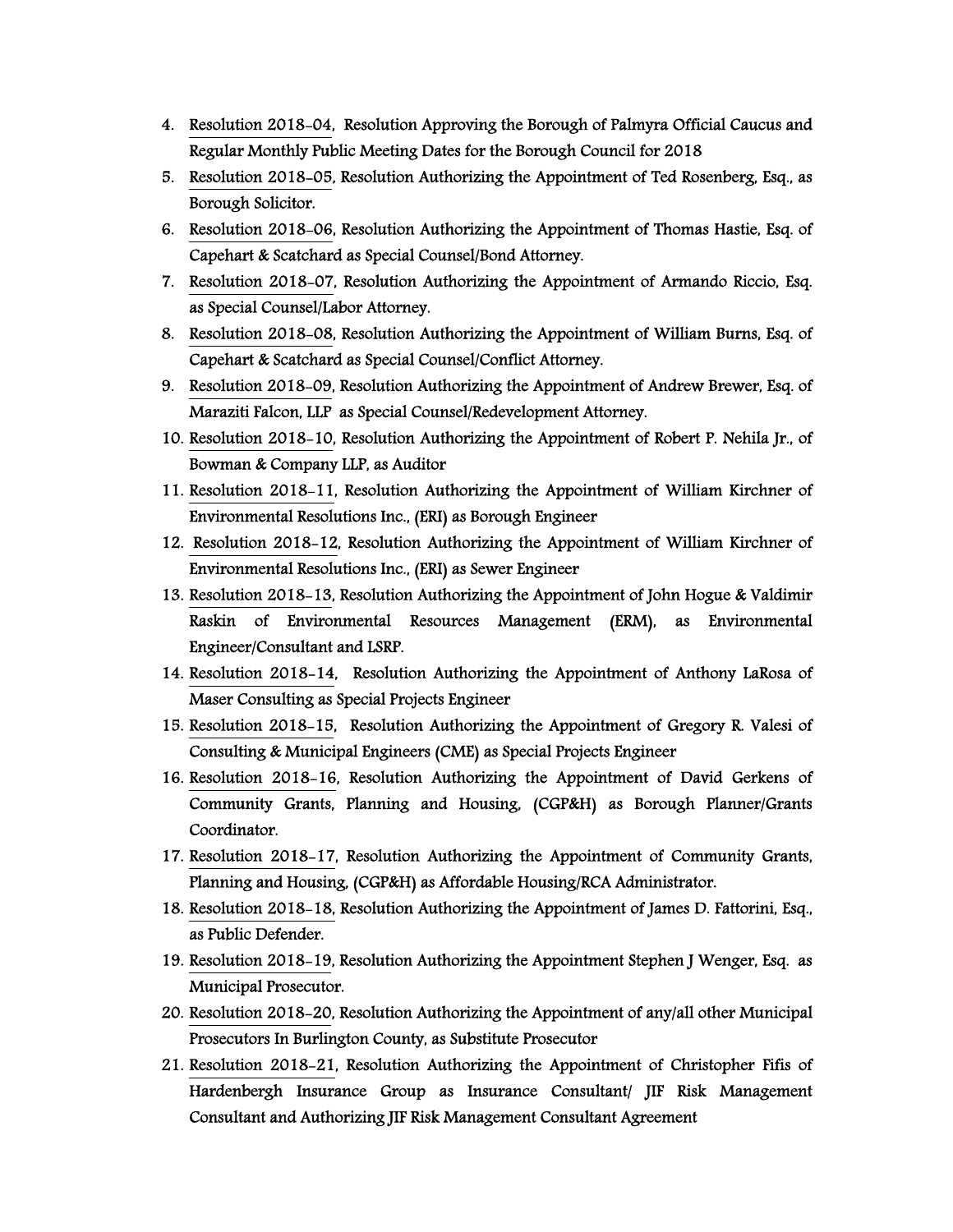4. Resolution 2018-04, Resolution Approving the Borough of Palmyra Official Caucus and Regular Monthly Public Meeting Dates for the Borough Council for 2018
5. Resolution 2018-05, Resolution Authorizing the Appointment of Ted Rosenberg, Esq., as Borough Solicitor.
6. Resolution 2018-06, Resolution Authorizing the Appointment of Thomas Hastie, Esq. of Capehart & Scatchard as Special Counsel/Bond Attorney.
7. Resolution 2018-07, Resolution Authorizing the Appointment of Armando Riccio, Esq. as Special Counsel/Labor Attorney.
8. Resolution 2018-08, Resolution Authorizing the Appointment of William Burns, Esq. of Capehart & Scatchard as Special Counsel/Conflict Attorney.
9. Resolution 2018-09, Resolution Authorizing the Appointment of Andrew Brewer, Esq. of Maraziti Falcon, LLP as Special Counsel/Redevelopment Attorney.
10. Resolution 2018-10, Resolution Authorizing the Appointment of Robert P. Nehila Jr., of Bowman & Company LLP, as Auditor
11. Resolution 2018-11, Resolution Authorizing the Appointment of William Kirchner of Environmental Resolutions Inc., (ERI) as Borough Engineer
12. Resolution 2018-12, Resolution Authorizing the Appointment of William Kirchner of Environmental Resolutions Inc., (ERI) as Sewer Engineer
13. Resolution 2018-13, Resolution Authorizing the Appointment of John Hogue & Valdimir Raskin of Environmental Resources Management (ERM), as Environmental Engineer/Consultant and LSRP.
14. Resolution 2018-14, Resolution Authorizing the Appointment of Anthony LaRosa of Maser Consulting as Special Projects Engineer
15. Resolution 2018-15, Resolution Authorizing the Appointment of Gregory R. Valesi of Consulting & Municipal Engineers (CME) as Special Projects Engineer
16. Resolution 2018-16, Resolution Authorizing the Appointment of David Gerkens of Community Grants, Planning and Housing, (CGP&H) as Borough Planner/Grants Coordinator.
17. Resolution 2018-17, Resolution Authorizing the Appointment of Community Grants, Planning and Housing, (CGP&H) as Affordable Housing/RCA Administrator.
18. Resolution 2018-18, Resolution Authorizing the Appointment of James D. Fattorini, Esq., as Public Defender.
19. Resolution 2018-19, Resolution Authorizing the Appointment Stephen J Wenger, Esq. as Municipal Prosecutor.
20. Resolution 2018-20, Resolution Authorizing the Appointment of any/all other Municipal Prosecutors In Burlington County, as Substitute Prosecutor
21. Resolution 2018-21, Resolution Authorizing the Appointment of Christopher Fifis of Hardenbergh Insurance Group as Insurance Consultant/ JIF Risk Management Consultant and Authorizing JIF Risk Management Consultant Agreement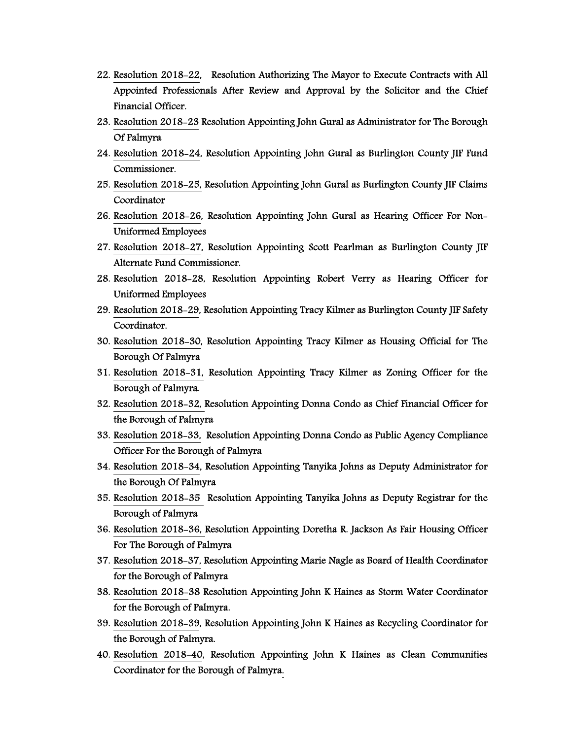22. Resolution 2018-22, Resolution Authorizing The Mayor to Execute Contracts with All Appointed Professionals After Review and Approval by the Solicitor and the Chief Financial Officer.
23. Resolution 2018-23 Resolution Appointing John Gural as Administrator for The Borough Of Palmyra
24. Resolution 2018-24, Resolution Appointing John Gural as Burlington County JIF Fund Commissioner.
25. Resolution 2018-25, Resolution Appointing John Gural as Burlington County JIF Claims Coordinator
26. Resolution 2018-26, Resolution Appointing John Gural as Hearing Officer For Non-Uniformed Employees
27. Resolution 2018-27, Resolution Appointing Scott Pearlman as Burlington County JIF Alternate Fund Commissioner.
28. Resolution 2018-28, Resolution Appointing Robert Verry as Hearing Officer for Uniformed Employees
29. Resolution 2018-29, Resolution Appointing Tracy Kilmer as Burlington County JIF Safety Coordinator.
30. Resolution 2018-30, Resolution Appointing Tracy Kilmer as Housing Official for The Borough Of Palmyra
31. Resolution 2018-31, Resolution Appointing Tracy Kilmer as Zoning Officer for the Borough of Palmyra.
32. Resolution 2018-32, Resolution Appointing Donna Condo as Chief Financial Officer for the Borough of Palmyra
33. Resolution 2018-33, Resolution Appointing Donna Condo as Public Agency Compliance Officer For the Borough of Palmyra
34. Resolution 2018-34, Resolution Appointing Tanyika Johns as Deputy Administrator for the Borough Of Palmyra
35. Resolution 2018-35 Resolution Appointing Tanyika Johns as Deputy Registrar for the Borough of Palmyra
36. Resolution 2018-36, Resolution Appointing Doretha R. Jackson As Fair Housing Officer For The Borough of Palmyra
37. Resolution 2018-37, Resolution Appointing Marie Nagle as Board of Health Coordinator for the Borough of Palmyra
38. Resolution 2018-38 Resolution Appointing John K Haines as Storm Water Coordinator for the Borough of Palmyra.
39. Resolution 2018-39, Resolution Appointing John K Haines as Recycling Coordinator for the Borough of Palmyra.
40. Resolution 2018-40, Resolution Appointing John K Haines as Clean Communities Coordinator for the Borough of Palmyra.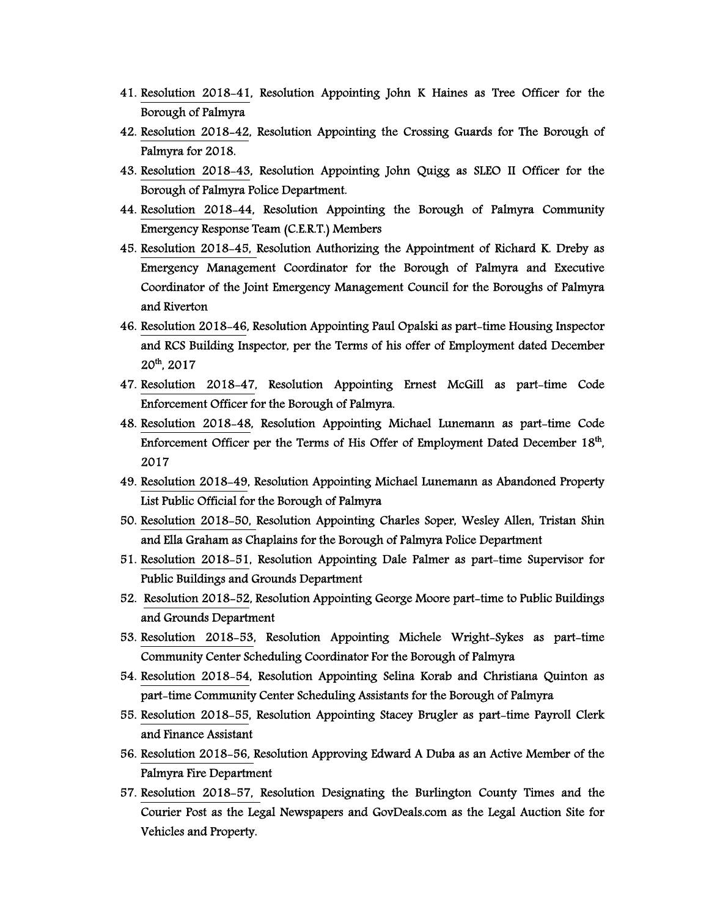41. Resolution 2018-41, Resolution Appointing John K Haines as Tree Officer for the Borough of Palmyra
42. Resolution 2018-42, Resolution Appointing the Crossing Guards for The Borough of Palmyra for 2018.
43. Resolution 2018-43, Resolution Appointing John Quigg as SLEO II Officer for the Borough of Palmyra Police Department.
44. Resolution 2018-44, Resolution Appointing the Borough of Palmyra Community Emergency Response Team (C.E.R.T.) Members
45. Resolution 2018-45, Resolution Authorizing the Appointment of Richard K. Dreby as Emergency Management Coordinator for the Borough of Palmyra and Executive Coordinator of the Joint Emergency Management Council for the Boroughs of Palmyra and Riverton
46. Resolution 2018-46, Resolution Appointing Paul Opalski as part-time Housing Inspector and RCS Building Inspector, per the Terms of his offer of Employment dated December 20th, 2017
47. Resolution 2018-47, Resolution Appointing Ernest McGill as part-time Code Enforcement Officer for the Borough of Palmyra.
48. Resolution 2018-48, Resolution Appointing Michael Lunemann as part-time Code Enforcement Officer per the Terms of His Offer of Employment Dated December 18th, 2017
49. Resolution 2018-49, Resolution Appointing Michael Lunemann as Abandoned Property List Public Official for the Borough of Palmyra
50. Resolution 2018-50, Resolution Appointing Charles Soper, Wesley Allen, Tristan Shin and Ella Graham as Chaplains for the Borough of Palmyra Police Department
51. Resolution 2018-51, Resolution Appointing Dale Palmer as part-time Supervisor for Public Buildings and Grounds Department
52. Resolution 2018-52, Resolution Appointing George Moore part-time to Public Buildings and Grounds Department
53. Resolution 2018-53, Resolution Appointing Michele Wright-Sykes as part-time Community Center Scheduling Coordinator For the Borough of Palmyra
54. Resolution 2018-54, Resolution Appointing Selina Korab and Christiana Quinton as part-time Community Center Scheduling Assistants for the Borough of Palmyra
55. Resolution 2018-55, Resolution Appointing Stacey Brugler as part-time Payroll Clerk and Finance Assistant
56. Resolution 2018-56, Resolution Approving Edward A Duba as an Active Member of the Palmyra Fire Department
57. Resolution 2018-57, Resolution Designating the Burlington County Times and the Courier Post as the Legal Newspapers and GovDeals.com as the Legal Auction Site for Vehicles and Property.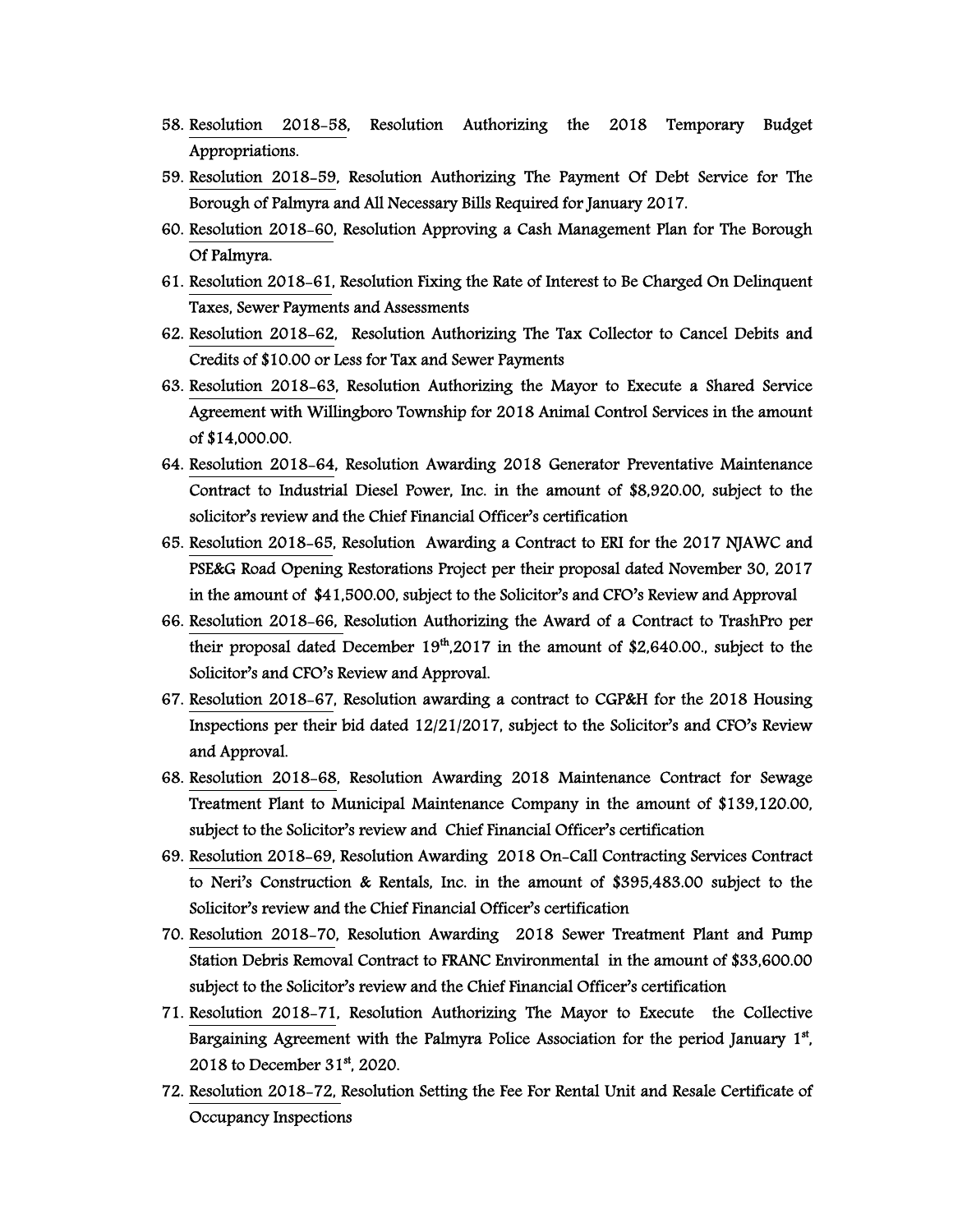58. Resolution 2018-58, Resolution Authorizing the 2018 Temporary Budget Appropriations.
59. Resolution 2018-59, Resolution Authorizing The Payment Of Debt Service for The Borough of Palmyra and All Necessary Bills Required for January 2017.
60. Resolution 2018-60, Resolution Approving a Cash Management Plan for The Borough Of Palmyra.
61. Resolution 2018-61, Resolution Fixing the Rate of Interest to Be Charged On Delinquent Taxes, Sewer Payments and Assessments
62. Resolution 2018-62, Resolution Authorizing The Tax Collector to Cancel Debits and Credits of $10.00 or Less for Tax and Sewer Payments
63. Resolution 2018-63, Resolution Authorizing the Mayor to Execute a Shared Service Agreement with Willingboro Township for 2018 Animal Control Services in the amount of $14,000.00.
64. Resolution 2018-64, Resolution Awarding 2018 Generator Preventative Maintenance Contract to Industrial Diesel Power, Inc. in the amount of $8,920.00, subject to the solicitor's review and the Chief Financial Officer's certification
65. Resolution 2018-65, Resolution Awarding a Contract to ERI for the 2017 NJAWC and PSE&G Road Opening Restorations Project per their proposal dated November 30, 2017 in the amount of $41,500.00, subject to the Solicitor's and CFO's Review and Approval
66. Resolution 2018-66, Resolution Authorizing the Award of a Contract to TrashPro per their proposal dated December 19th,2017 in the amount of $2,640.00., subject to the Solicitor's and CFO's Review and Approval.
67. Resolution 2018-67, Resolution awarding a contract to CGP&H for the 2018 Housing Inspections per their bid dated 12/21/2017, subject to the Solicitor's and CFO's Review and Approval.
68. Resolution 2018-68, Resolution Awarding 2018 Maintenance Contract for Sewage Treatment Plant to Municipal Maintenance Company in the amount of $139,120.00, subject to the Solicitor's review and Chief Financial Officer's certification
69. Resolution 2018-69, Resolution Awarding 2018 On-Call Contracting Services Contract to Neri's Construction & Rentals, Inc. in the amount of $395,483.00 subject to the Solicitor's review and the Chief Financial Officer's certification
70. Resolution 2018-70, Resolution Awarding 2018 Sewer Treatment Plant and Pump Station Debris Removal Contract to FRANC Environmental in the amount of $33,600.00 subject to the Solicitor's review and the Chief Financial Officer's certification
71. Resolution 2018-71, Resolution Authorizing The Mayor to Execute the Collective Bargaining Agreement with the Palmyra Police Association for the period January 1st, 2018 to December 31st, 2020.
72. Resolution 2018-72, Resolution Setting the Fee For Rental Unit and Resale Certificate of Occupancy Inspections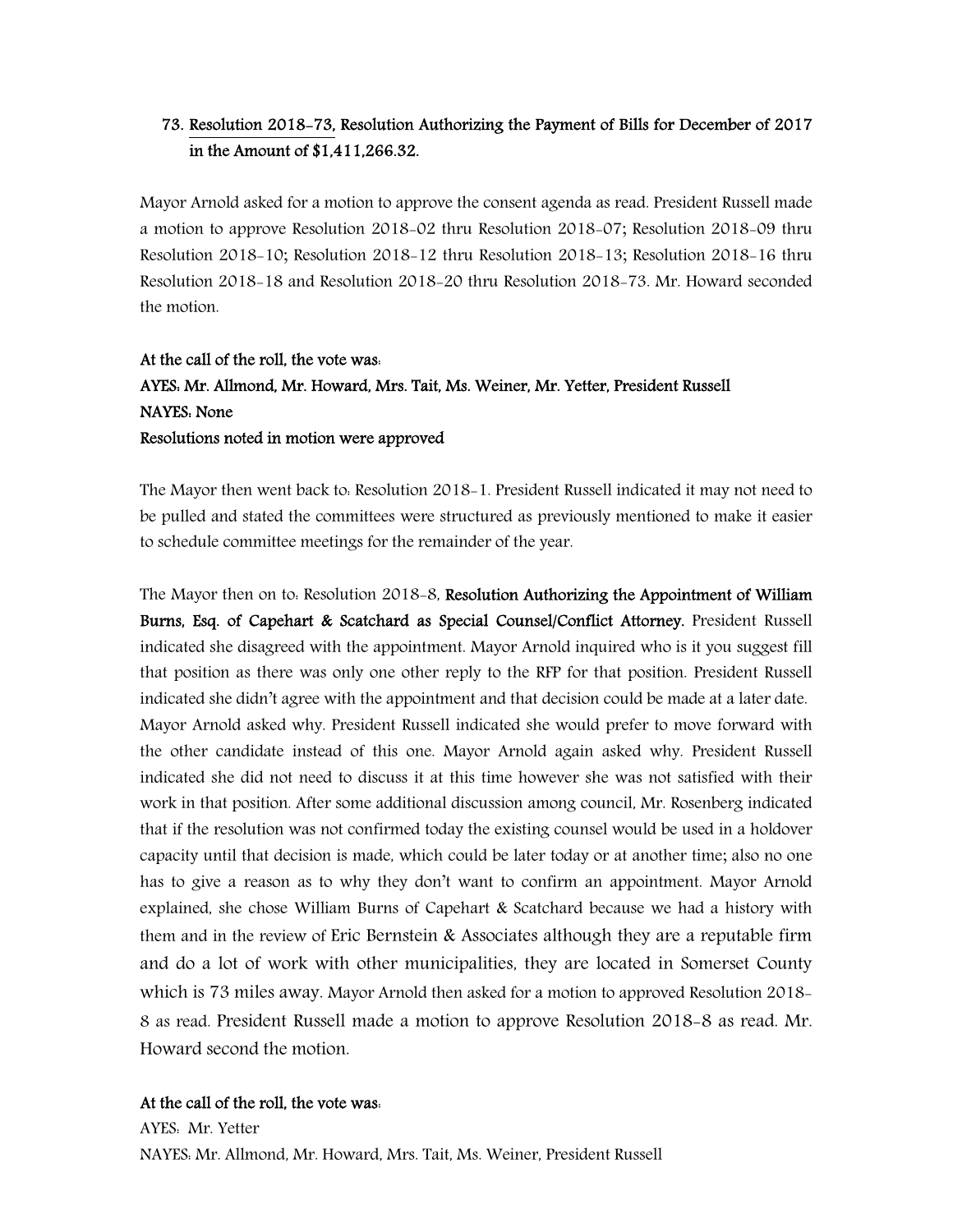73. Resolution 2018-73, Resolution Authorizing the Payment of Bills for December of 2017 in the Amount of $1,411,266.32.

Mayor Arnold asked for a motion to approve the consent agenda as read. President Russell made a motion to approve Resolution 2018-02 thru Resolution 2018-07; Resolution 2018-09 thru Resolution 2018-10; Resolution 2018-12 thru Resolution 2018-13; Resolution 2018-16 thru Resolution 2018-18 and Resolution 2018-20 thru Resolution 2018-73. Mr. Howard seconded the motion.

**At the call of the roll, the vote was:**
**AYES: Mr. Allmond, Mr. Howard, Mrs. Tait, Ms. Weiner, Mr. Yetter, President Russell**
**NAYES: None**
**Resolutions noted in motion were approved**

The Mayor then went back to: Resolution 2018-1. President Russell indicated it may not need to be pulled and stated the committees were structured as previously mentioned to make it easier to schedule committee meetings for the remainder of the year.

The Mayor then on to: Resolution 2018-8, **Resolution Authorizing the Appointment of William Burns, Esq. of Capehart & Scatchard as Special Counsel/Conflict Attorney.** President Russell indicated she disagreed with the appointment. Mayor Arnold inquired who is it you suggest fill that position as there was only one other reply to the RFP for that position. President Russell indicated she didn't agree with the appointment and that decision could be made at a later date. Mayor Arnold asked why. President Russell indicated she would prefer to move forward with the other candidate instead of this one. Mayor Arnold again asked why. President Russell indicated she did not need to discuss it at this time however she was not satisfied with their work in that position. After some additional discussion among council, Mr. Rosenberg indicated that if the resolution was not confirmed today the existing counsel would be used in a holdover capacity until that decision is made, which could be later today or at another time; also no one has to give a reason as to why they don't want to confirm an appointment. Mayor Arnold explained, she chose William Burns of Capehart & Scatchard because we had a history with them and in the review of Eric Bernstein & Associates although they are a reputable firm and do a lot of work with other municipalities, they are located in Somerset County which is 73 miles away. Mayor Arnold then asked for a motion to approved Resolution 2018-8 as read. President Russell made a motion to approve Resolution 2018-8 as read. Mr. Howard second the motion.

**At the call of the roll, the vote was:**
AYES: Mr. Yetter
NAYES: Mr. Allmond, Mr. Howard, Mrs. Tait, Ms. Weiner, President Russell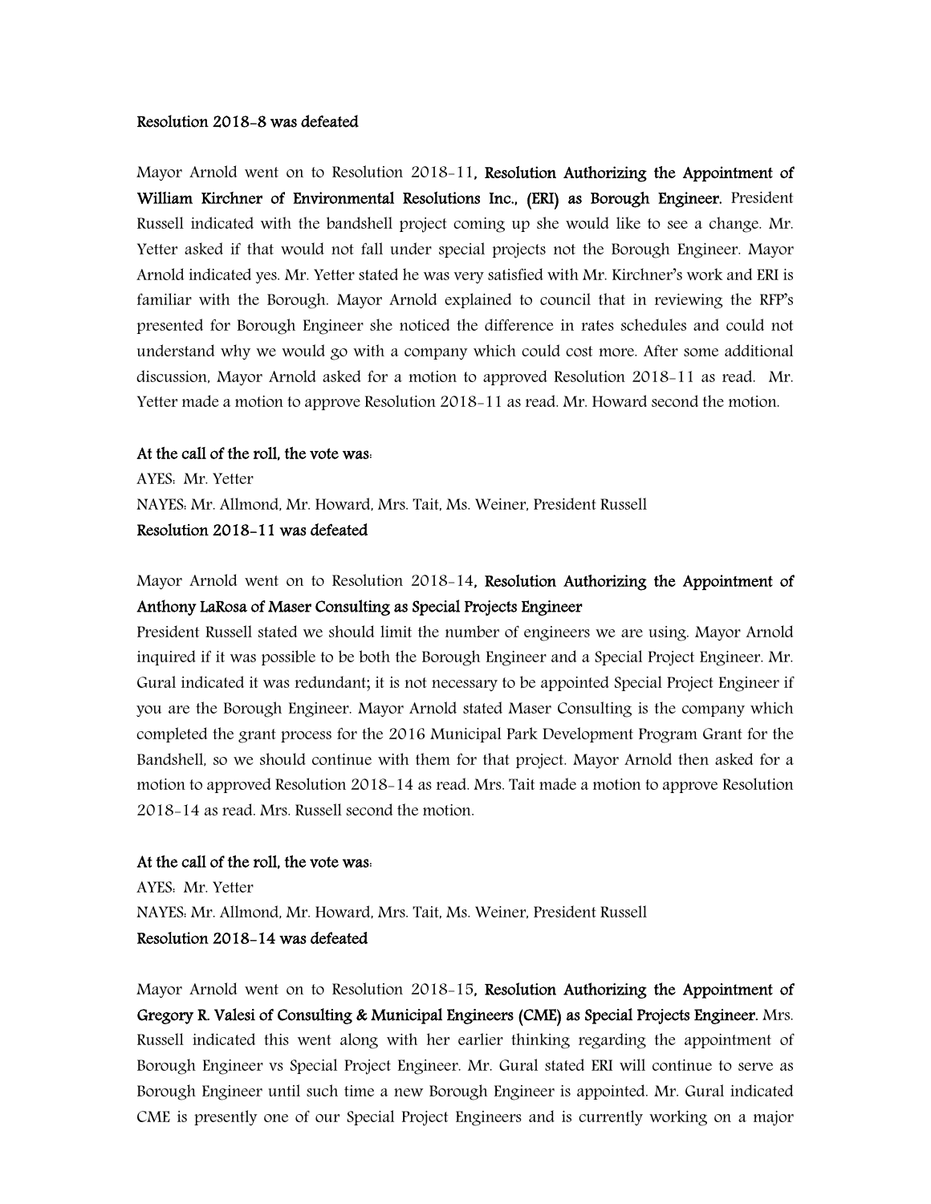**Resolution 2018-8 was defeated**

Mayor Arnold went on to Resolution 2018-11, **Resolution Authorizing the Appointment of William Kirchner of Environmental Resolutions Inc., (ERI) as Borough Engineer.** President Russell indicated with the bandshell project coming up she would like to see a change. Mr. Yetter asked if that would not fall under special projects not the Borough Engineer. Mayor Arnold indicated yes. Mr. Yetter stated he was very satisfied with Mr. Kirchner's work and ERI is familiar with the Borough. Mayor Arnold explained to council that in reviewing the RFP's presented for Borough Engineer she noticed the difference in rates schedules and could not understand why we would go with a company which could cost more. After some additional discussion, Mayor Arnold asked for a motion to approved Resolution 2018-11 as read. Mr. Yetter made a motion to approve Resolution 2018-11 as read. Mr. Howard second the motion.

**At the call of the roll, the vote was:**
AYES: Mr. Yetter
NAYES: Mr. Allmond, Mr. Howard, Mrs. Tait, Ms. Weiner, President Russell
**Resolution 2018-11 was defeated**

Mayor Arnold went on to Resolution 2018-14, **Resolution Authorizing the Appointment of Anthony LaRosa of Maser Consulting as Special Projects Engineer**
President Russell stated we should limit the number of engineers we are using. Mayor Arnold inquired if it was possible to be both the Borough Engineer and a Special Project Engineer. Mr. Gural indicated it was redundant; it is not necessary to be appointed Special Project Engineer if you are the Borough Engineer. Mayor Arnold stated Maser Consulting is the company which completed the grant process for the 2016 Municipal Park Development Program Grant for the Bandshell, so we should continue with them for that project. Mayor Arnold then asked for a motion to approved Resolution 2018-14 as read. Mrs. Tait made a motion to approve Resolution 2018-14 as read. Mrs. Russell second the motion.

**At the call of the roll, the vote was:**
AYES: Mr. Yetter
NAYES: Mr. Allmond, Mr. Howard, Mrs. Tait, Ms. Weiner, President Russell
**Resolution 2018-14 was defeated**

Mayor Arnold went on to Resolution 2018-15, **Resolution Authorizing the Appointment of Gregory R. Valesi of Consulting & Municipal Engineers (CME) as Special Projects Engineer.** Mrs. Russell indicated this went along with her earlier thinking regarding the appointment of Borough Engineer vs Special Project Engineer. Mr. Gural stated ERI will continue to serve as Borough Engineer until such time a new Borough Engineer is appointed. Mr. Gural indicated CME is presently one of our Special Project Engineers and is currently working on a major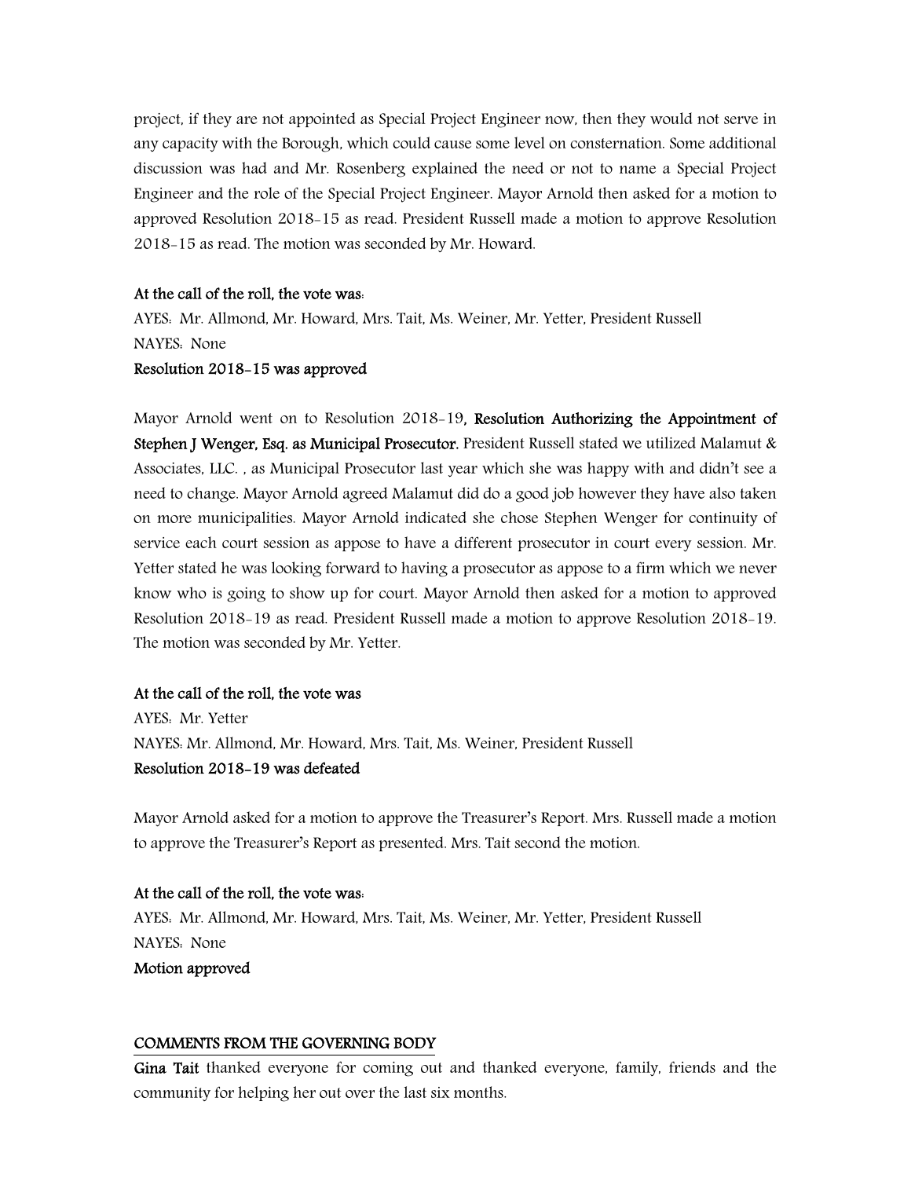project, if they are not appointed as Special Project Engineer now, then they would not serve in any capacity with the Borough, which could cause some level on consternation. Some additional discussion was had and Mr. Rosenberg explained the need or not to name a Special Project Engineer and the role of the Special Project Engineer. Mayor Arnold then asked for a motion to approved Resolution 2018-15 as read. President Russell made a motion to approve Resolution 2018-15 as read. The motion was seconded by Mr. Howard.

**At the call of the roll, the vote was:**
AYES: Mr. Allmond, Mr. Howard, Mrs. Tait, Ms. Weiner, Mr. Yetter, President Russell
NAYES: None
**Resolution 2018-15 was approved**

Mayor Arnold went on to Resolution 2018-19, **Resolution Authorizing the Appointment of Stephen J Wenger, Esq. as Municipal Prosecutor.** President Russell stated we utilized Malamut & Associates, LLC. , as Municipal Prosecutor last year which she was happy with and didn't see a need to change. Mayor Arnold agreed Malamut did do a good job however they have also taken on more municipalities. Mayor Arnold indicated she chose Stephen Wenger for continuity of service each court session as appose to have a different prosecutor in court every session. Mr. Yetter stated he was looking forward to having a prosecutor as appose to a firm which we never know who is going to show up for court. Mayor Arnold then asked for a motion to approved Resolution 2018-19 as read. President Russell made a motion to approve Resolution 2018-19. The motion was seconded by Mr. Yetter.

**At the call of the roll, the vote was**
AYES: Mr. Yetter
NAYES: Mr. Allmond, Mr. Howard, Mrs. Tait, Ms. Weiner, President Russell
**Resolution 2018-19 was defeated**

Mayor Arnold asked for a motion to approve the Treasurer's Report. Mrs. Russell made a motion to approve the Treasurer's Report as presented. Mrs. Tait second the motion.

**At the call of the roll, the vote was:**
AYES: Mr. Allmond, Mr. Howard, Mrs. Tait, Ms. Weiner, Mr. Yetter, President Russell
NAYES: None
**Motion approved**

## COMMENTS FROM THE GOVERNING BODY

**Gina Tait** thanked everyone for coming out and thanked everyone, family, friends and the community for helping her out over the last six months.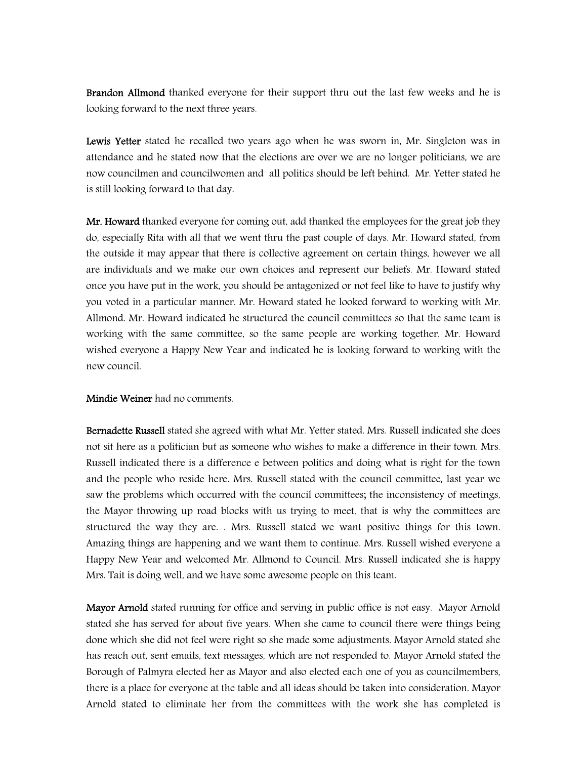**Brandon Allmond** thanked everyone for their support thru out the last few weeks and he is looking forward to the next three years.

**Lewis Yetter** stated he recalled two years ago when he was sworn in, Mr. Singleton was in attendance and he stated now that the elections are over we are no longer politicians, we are now councilmen and councilwomen and all politics should be left behind. Mr. Yetter stated he is still looking forward to that day.

**Mr. Howard** thanked everyone for coming out, add thanked the employees for the great job they do, especially Rita with all that we went thru the past couple of days. Mr. Howard stated, from the outside it may appear that there is collective agreement on certain things, however we all are individuals and we make our own choices and represent our beliefs. Mr. Howard stated once you have put in the work, you should be antagonized or not feel like to have to justify why you voted in a particular manner. Mr. Howard stated he looked forward to working with Mr. Allmond. Mr. Howard indicated he structured the council committees so that the same team is working with the same committee, so the same people are working together. Mr. Howard wished everyone a Happy New Year and indicated he is looking forward to working with the new council.

**Mindie Weiner** had no comments.

**Bernadette Russell** stated she agreed with what Mr. Yetter stated. Mrs. Russell indicated she does not sit here as a politician but as someone who wishes to make a difference in their town. Mrs. Russell indicated there is a difference e between politics and doing what is right for the town and the people who reside here. Mrs. Russell stated with the council committee, last year we saw the problems which occurred with the council committees; the inconsistency of meetings, the Mayor throwing up road blocks with us trying to meet, that is why the committees are structured the way they are. . Mrs. Russell stated we want positive things for this town. Amazing things are happening and we want them to continue. Mrs. Russell wished everyone a Happy New Year and welcomed Mr. Allmond to Council. Mrs. Russell indicated she is happy Mrs. Tait is doing well, and we have some awesome people on this team.

**Mayor Arnold** stated running for office and serving in public office is not easy. Mayor Arnold stated she has served for about five years. When she came to council there were things being done which she did not feel were right so she made some adjustments. Mayor Arnold stated she has reach out, sent emails, text messages, which are not responded to. Mayor Arnold stated the Borough of Palmyra elected her as Mayor and also elected each one of you as councilmembers, there is a place for everyone at the table and all ideas should be taken into consideration. Mayor Arnold stated to eliminate her from the committees with the work she has completed is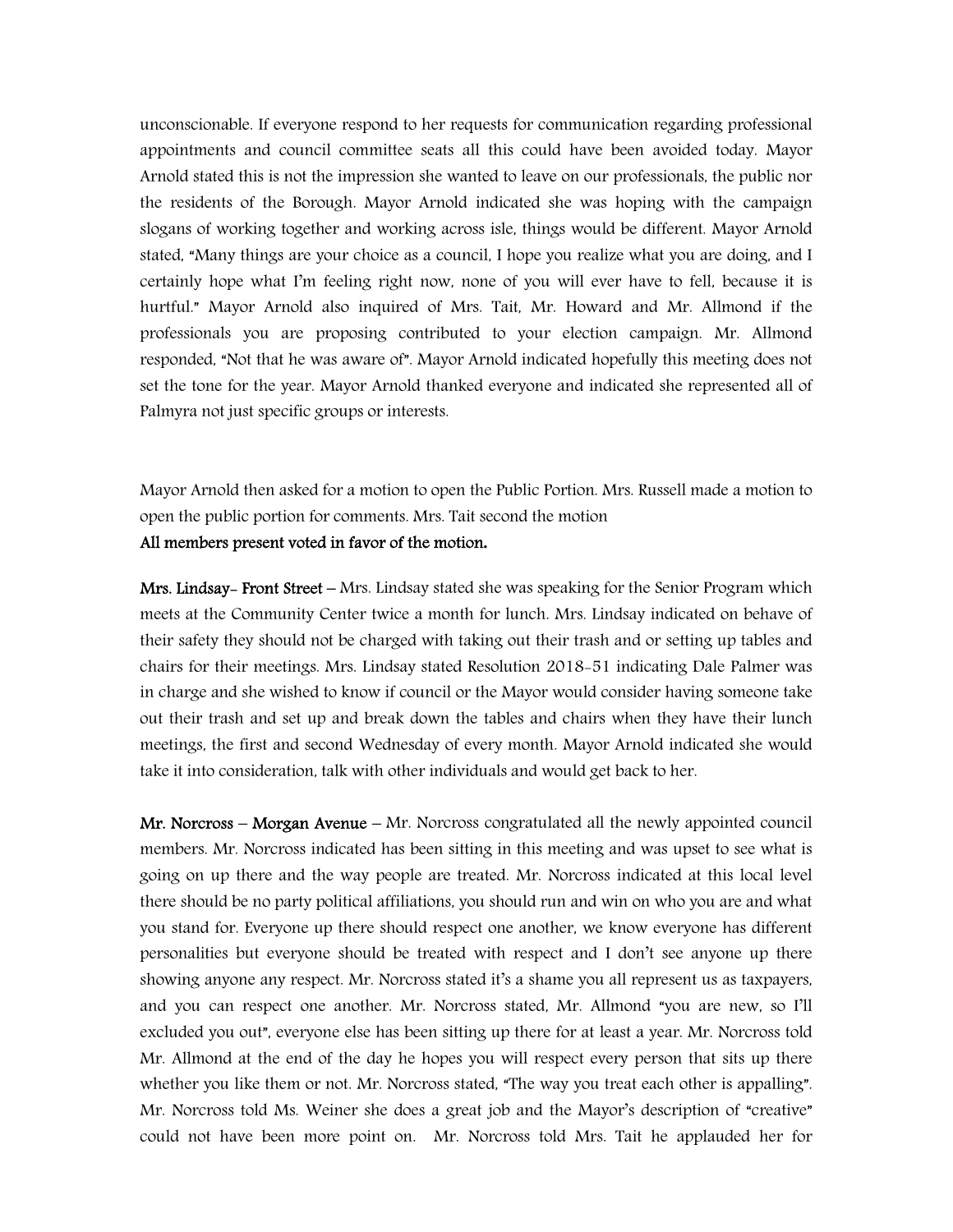unconscionable. If everyone respond to her requests for communication regarding professional appointments and council committee seats all this could have been avoided today. Mayor Arnold stated this is not the impression she wanted to leave on our professionals, the public nor the residents of the Borough. Mayor Arnold indicated she was hoping with the campaign slogans of working together and working across isle, things would be different. Mayor Arnold stated, "Many things are your choice as a council, I hope you realize what you are doing, and I certainly hope what I'm feeling right now, none of you will ever have to fell, because it is hurtful." Mayor Arnold also inquired of Mrs. Tait, Mr. Howard and Mr. Allmond if the professionals you are proposing contributed to your election campaign. Mr. Allmond responded, "Not that he was aware of". Mayor Arnold indicated hopefully this meeting does not set the tone for the year. Mayor Arnold thanked everyone and indicated she represented all of Palmyra not just specific groups or interests.

Mayor Arnold then asked for a motion to open the Public Portion. Mrs. Russell made a motion to open the public portion for comments. Mrs. Tait second the motion

**All members present voted in favor of the motion.**

**Mrs. Lindsay- Front Street** – Mrs. Lindsay stated she was speaking for the Senior Program which meets at the Community Center twice a month for lunch. Mrs. Lindsay indicated on behave of their safety they should not be charged with taking out their trash and or setting up tables and chairs for their meetings. Mrs. Lindsay stated Resolution 2018-51 indicating Dale Palmer was in charge and she wished to know if council or the Mayor would consider having someone take out their trash and set up and break down the tables and chairs when they have their lunch meetings, the first and second Wednesday of every month. Mayor Arnold indicated she would take it into consideration, talk with other individuals and would get back to her.

**Mr. Norcross – Morgan Avenue** – Mr. Norcross congratulated all the newly appointed council members. Mr. Norcross indicated has been sitting in this meeting and was upset to see what is going on up there and the way people are treated. Mr. Norcross indicated at this local level there should be no party political affiliations, you should run and win on who you are and what you stand for. Everyone up there should respect one another, we know everyone has different personalities but everyone should be treated with respect and I don't see anyone up there showing anyone any respect. Mr. Norcross stated it's a shame you all represent us as taxpayers, and you can respect one another. Mr. Norcross stated, Mr. Allmond "you are new, so I'll excluded you out", everyone else has been sitting up there for at least a year. Mr. Norcross told Mr. Allmond at the end of the day he hopes you will respect every person that sits up there whether you like them or not. Mr. Norcross stated, "The way you treat each other is appalling". Mr. Norcross told Ms. Weiner she does a great job and the Mayor's description of "creative" could not have been more point on. Mr. Norcross told Mrs. Tait he applauded her for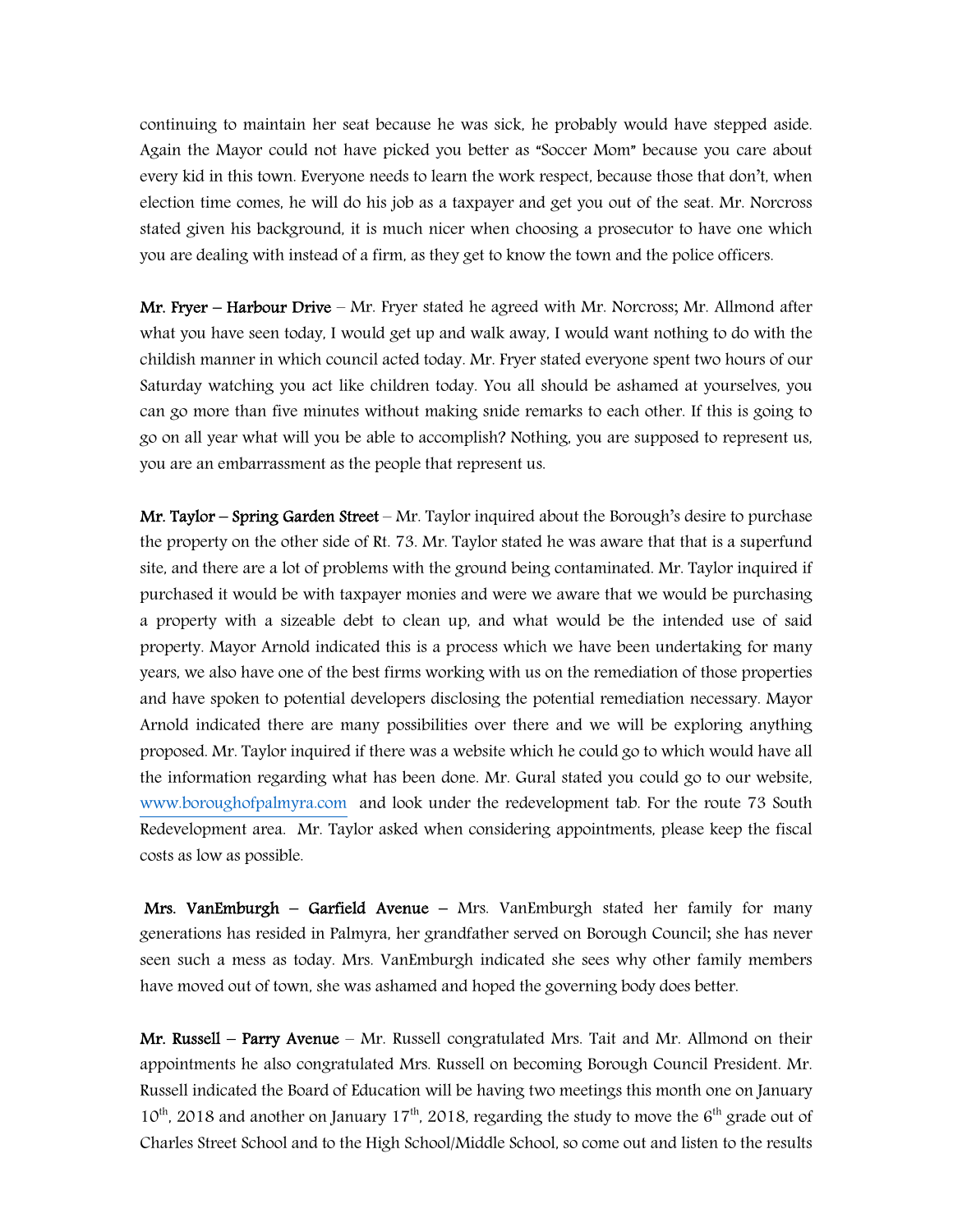continuing to maintain her seat because he was sick, he probably would have stepped aside. Again the Mayor could not have picked you better as "Soccer Mom" because you care about every kid in this town. Everyone needs to learn the work respect, because those that don't, when election time comes, he will do his job as a taxpayer and get you out of the seat. Mr. Norcross stated given his background, it is much nicer when choosing a prosecutor to have one which you are dealing with instead of a firm, as they get to know the town and the police officers.

**Mr. Fryer – Harbour Drive** – Mr. Fryer stated he agreed with Mr. Norcross; Mr. Allmond after what you have seen today, I would get up and walk away, I would want nothing to do with the childish manner in which council acted today. Mr. Fryer stated everyone spent two hours of our Saturday watching you act like children today. You all should be ashamed at yourselves, you can go more than five minutes without making snide remarks to each other. If this is going to go on all year what will you be able to accomplish? Nothing, you are supposed to represent us, you are an embarrassment as the people that represent us.

**Mr. Taylor – Spring Garden Street** – Mr. Taylor inquired about the Borough's desire to purchase the property on the other side of Rt. 73. Mr. Taylor stated he was aware that that is a superfund site, and there are a lot of problems with the ground being contaminated. Mr. Taylor inquired if purchased it would be with taxpayer monies and were we aware that we would be purchasing a property with a sizeable debt to clean up, and what would be the intended use of said property. Mayor Arnold indicated this is a process which we have been undertaking for many years, we also have one of the best firms working with us on the remediation of those properties and have spoken to potential developers disclosing the potential remediation necessary. Mayor Arnold indicated there are many possibilities over there and we will be exploring anything proposed. Mr. Taylor inquired if there was a website which he could go to which would have all the information regarding what has been done. Mr. Gural stated you could go to our website, www.boroughofpalmyra.com and look under the redevelopment tab. For the route 73 South Redevelopment area. Mr. Taylor asked when considering appointments, please keep the fiscal costs as low as possible.

**Mrs. VanEmburgh – Garfield Avenue** – Mrs. VanEmburgh stated her family for many generations has resided in Palmyra, her grandfather served on Borough Council; she has never seen such a mess as today. Mrs. VanEmburgh indicated she sees why other family members have moved out of town, she was ashamed and hoped the governing body does better.

**Mr. Russell – Parry Avenue** – Mr. Russell congratulated Mrs. Tait and Mr. Allmond on their appointments he also congratulated Mrs. Russell on becoming Borough Council President. Mr. Russell indicated the Board of Education will be having two meetings this month one on January 10th, 2018 and another on January 17th, 2018, regarding the study to move the 6th grade out of Charles Street School and to the High School/Middle School, so come out and listen to the results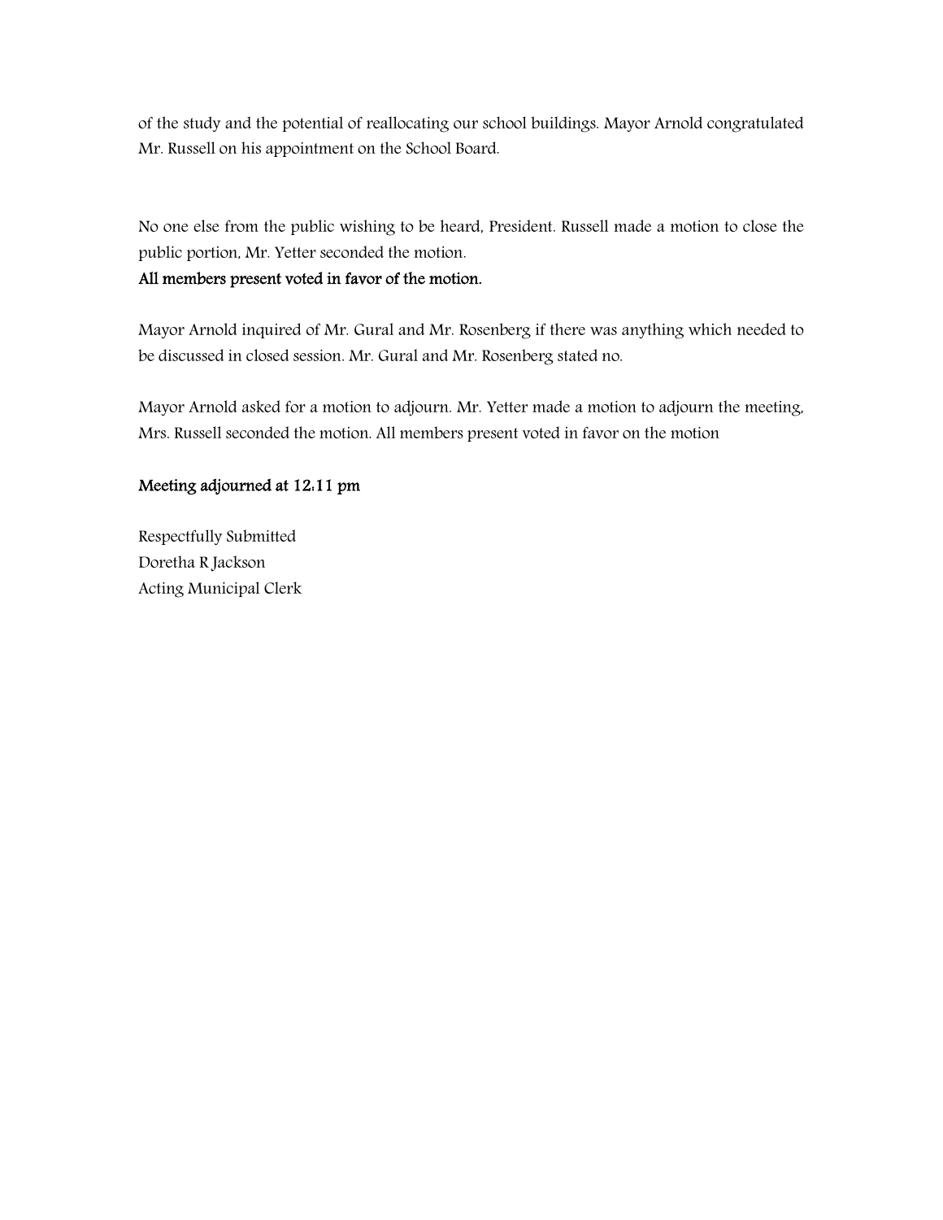of the study and the potential of reallocating our school buildings. Mayor Arnold congratulated Mr. Russell on his appointment on the School Board.

No one else from the public wishing to be heard, President. Russell made a motion to close the public portion, Mr. Yetter seconded the motion.

**All members present voted in favor of the motion.**

Mayor Arnold inquired of Mr. Gural and Mr. Rosenberg if there was anything which needed to be discussed in closed session. Mr. Gural and Mr. Rosenberg stated no.

Mayor Arnold asked for a motion to adjourn. Mr. Yetter made a motion to adjourn the meeting, Mrs. Russell seconded the motion. All members present voted in favor on the motion

**Meeting adjourned at 12:11 pm**

Respectfully Submitted
Doretha R Jackson
Acting Municipal Clerk